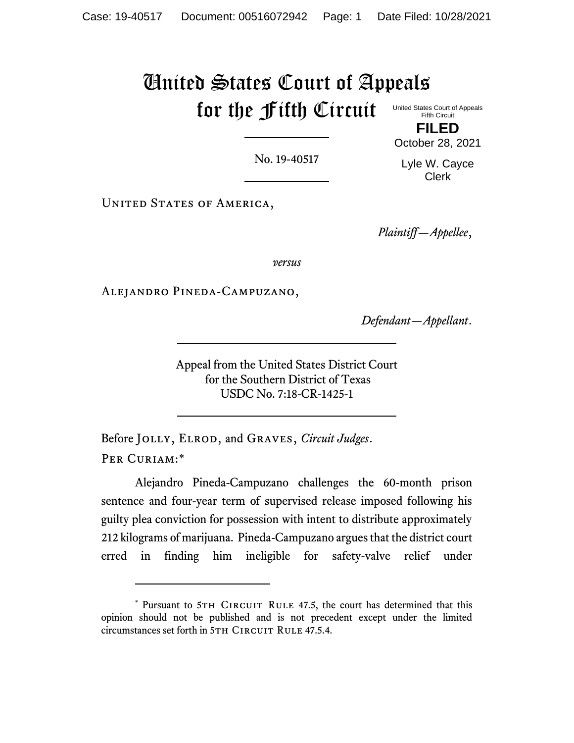# United States Court of Appeals for the Fifth Circuit

United States Court of Appeals
Fifth Circuit

**FILED**

October 28, 2021

Lyle W. Cayce
Clerk

---

No. 19-40517

---

United States of America,

*Plaintiff—Appellee*,

*versus*

Alejandro Pineda-Campuzano,

*Defendant—Appellant*.

---

Appeal from the United States District Court
for the Southern District of Texas
USDC No. 7:18-CR-1425-1

---

Before Jolly, Elrod, and Graves, *Circuit Judges*.

Per Curiam:*

Alejandro Pineda-Campuzano challenges the 60-month prison sentence and four-year term of supervised release imposed following his guilty plea conviction for possession with intent to distribute approximately 212 kilograms of marijuana. Pineda-Campuzano argues that the district court erred in finding him ineligible for safety-valve relief under

---

* Pursuant to 5th Circuit Rule 47.5, the court has determined that this opinion should not be published and is not precedent except under the limited circumstances set forth in 5th Circuit Rule 47.5.4.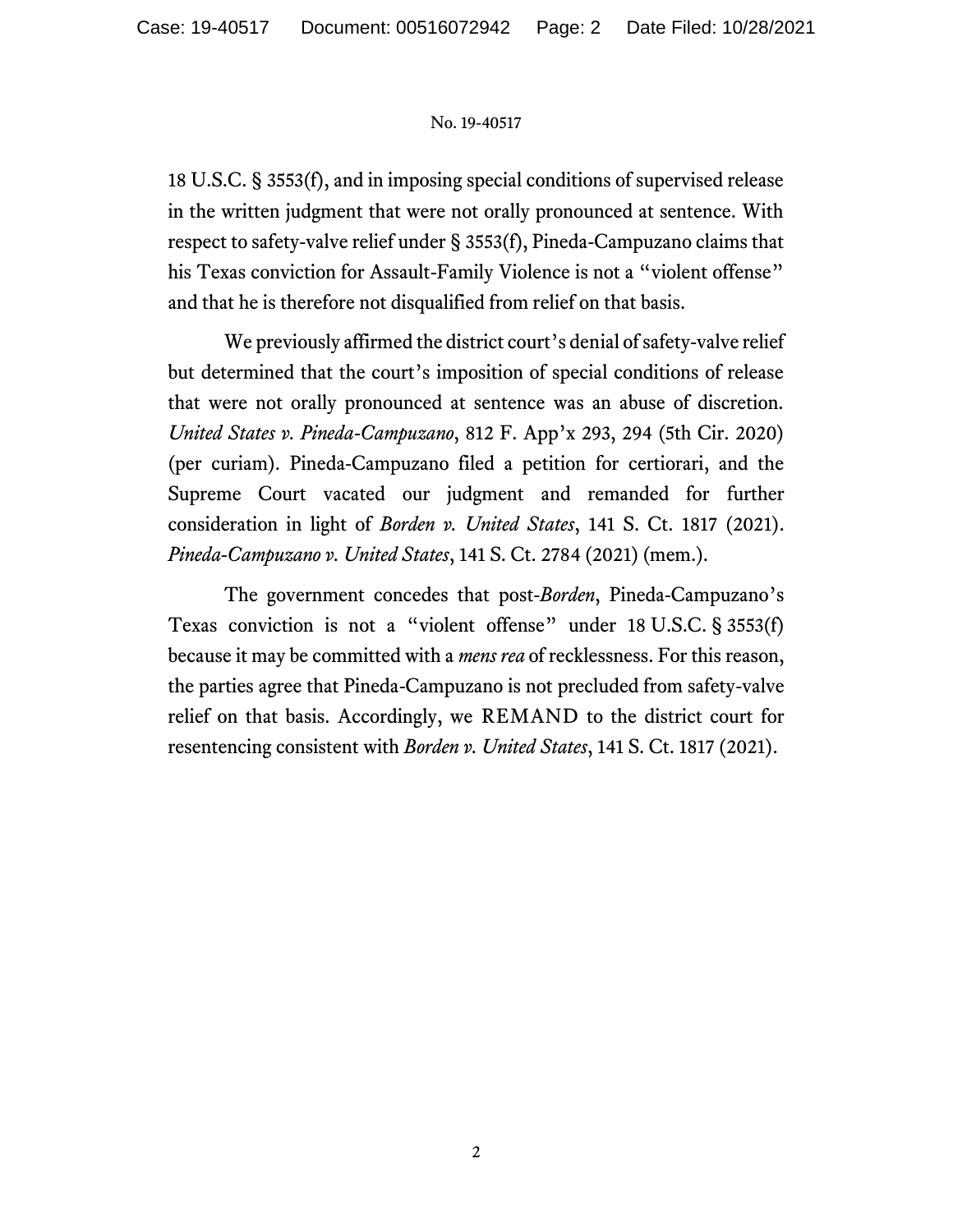18 U.S.C. § 3553(f), and in imposing special conditions of supervised release in the written judgment that were not orally pronounced at sentence. With respect to safety-valve relief under § 3553(f), Pineda-Campuzano claims that his Texas conviction for Assault-Family Violence is not a "violent offense" and that he is therefore not disqualified from relief on that basis.

We previously affirmed the district court's denial of safety-valve relief but determined that the court's imposition of special conditions of release that were not orally pronounced at sentence was an abuse of discretion. *United States v. Pineda-Campuzano*, 812 F. App'x 293, 294 (5th Cir. 2020) (per curiam). Pineda-Campuzano filed a petition for certiorari, and the Supreme Court vacated our judgment and remanded for further consideration in light of *Borden v. United States*, 141 S. Ct. 1817 (2021). *Pineda-Campuzano v. United States*, 141 S. Ct. 2784 (2021) (mem.).

The government concedes that post-*Borden*, Pineda-Campuzano's Texas conviction is not a "violent offense" under 18 U.S.C. § 3553(f) because it may be committed with a *mens rea* of recklessness. For this reason, the parties agree that Pineda-Campuzano is not precluded from safety-valve relief on that basis. Accordingly, we REMAND to the district court for resentencing consistent with *Borden v. United States*, 141 S. Ct. 1817 (2021).